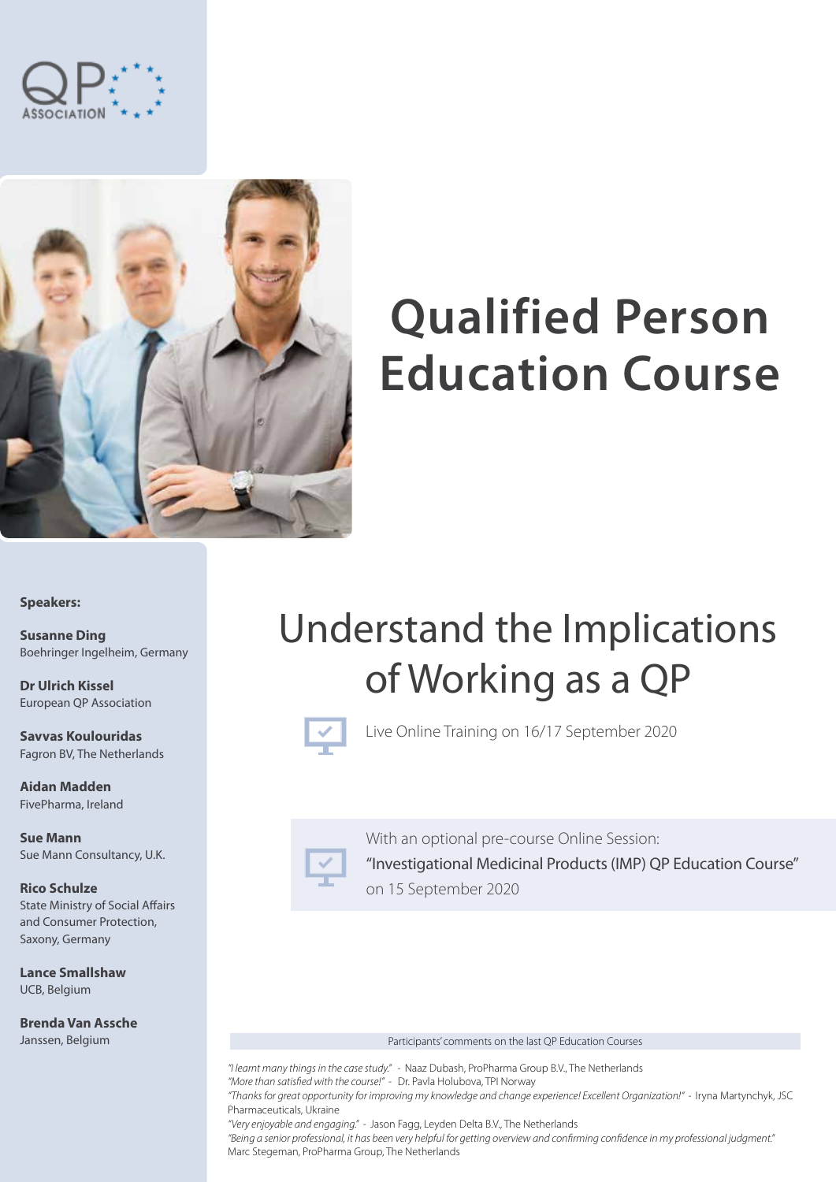QP ASSOCIATION

# Qualified Person Education Course

## Understand the Implications of Working as a QP

Live Online Training on 16/17 September 2020

With an optional pre-course Online Session:
"Investigational Medicinal Products (IMP) QP Education Course"
on 15 September 2020

**Speakers:**

**Susanne Ding**
Boehringer Ingelheim, Germany

**Dr Ulrich Kissel**
European QP Association

**Savvas Koulouridas**
Fagron BV, The Netherlands

**Aidan Madden**
FivePharma, Ireland

**Sue Mann**
Sue Mann Consultancy, U.K.

**Rico Schulze**
State Ministry of Social Affairs and Consumer Protection, Saxony, Germany

**Lance Smallshaw**
UCB, Belgium

**Brenda Van Assche**
Janssen, Belgium

Participants' comments on the last QP Education Courses

*"I learnt many things in the case study."* - Naaz Dubash, ProPharma Group B.V., The Netherlands
*"More than satisfied with the course!"* - Dr. Pavla Holubova, TPI Norway
*"Thanks for great opportunity for improving my knowledge and change experience! Excellent Organization!"* - Iryna Martynchyk, JSC Pharmaceuticals, Ukraine
*"Very enjoyable and engaging."* - Jason Fagg, Leyden Delta B.V., The Netherlands
*"Being a senior professional, it has been very helpful for getting overview and confirming confidence in my professional judgment."* Marc Stegeman, ProPharma Group, The Netherlands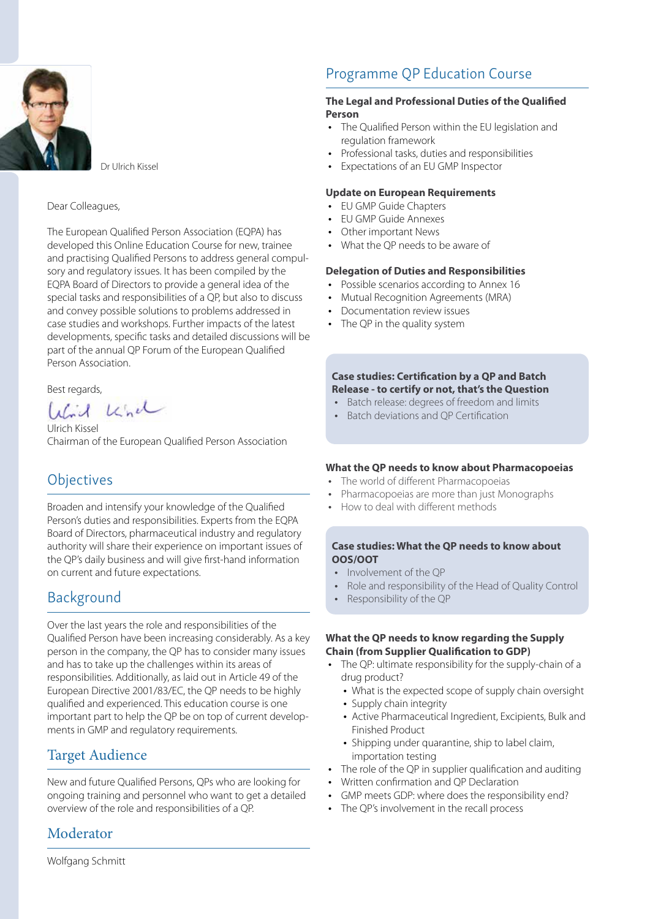Dr Ulrich Kissel

Dear Colleagues,

The European Qualified Person Association (EQPA) has developed this Online Education Course for new, trainee and practising Qualified Persons to address general compulsory and regulatory issues. It has been compiled by the EQPA Board of Directors to provide a general idea of the special tasks and responsibilities of a QP, but also to discuss and convey possible solutions to problems addressed in case studies and workshops. Further impacts of the latest developments, specific tasks and detailed discussions will be part of the annual QP Forum of the European Qualified Person Association.

Best regards,

Ulrich Kissel
Chairman of the European Qualified Person Association

## Objectives

Broaden and intensify your knowledge of the Qualified Person's duties and responsibilities. Experts from the EQPA Board of Directors, pharmaceutical industry and regulatory authority will share their experience on important issues of the QP's daily business and will give first-hand information on current and future expectations.

## Background

Over the last years the role and responsibilities of the Qualified Person have been increasing considerably. As a key person in the company, the QP has to consider many issues and has to take up the challenges within its areas of responsibilities. Additionally, as laid out in Article 49 of the European Directive 2001/83/EC, the QP needs to be highly qualified and experienced. This education course is one important part to help the QP be on top of current developments in GMP and regulatory requirements.

## Target Audience

New and future Qualified Persons, QPs who are looking for ongoing training and personnel who want to get a detailed overview of the role and responsibilities of a QP.

## Moderator

Wolfgang Schmitt

## Programme QP Education Course

### The Legal and Professional Duties of the Qualified Person

- The Qualified Person within the EU legislation and regulation framework
- Professional tasks, duties and responsibilities
- Expectations of an EU GMP Inspector

### Update on European Requirements

- EU GMP Guide Chapters
- EU GMP Guide Annexes
- Other important News
- What the QP needs to be aware of

### Delegation of Duties and Responsibilities

- Possible scenarios according to Annex 16
- Mutual Recognition Agreements (MRA)
- Documentation review issues
- The QP in the quality system

### Case studies: Certification by a QP and Batch Release - to certify or not, that's the Question

- Batch release: degrees of freedom and limits
- Batch deviations and QP Certification

### What the QP needs to know about Pharmacopoeias

- The world of different Pharmacopoeias
- Pharmacopoeias are more than just Monographs
- How to deal with different methods

### Case studies: What the QP needs to know about OOS/OOT

- Involvement of the QP
- Role and responsibility of the Head of Quality Control
- Responsibility of the QP

### What the QP needs to know regarding the Supply Chain (from Supplier Qualification to GDP)

- The QP: ultimate responsibility for the supply-chain of a drug product?
  - What is the expected scope of supply chain oversight
  - Supply chain integrity
  - Active Pharmaceutical Ingredient, Excipients, Bulk and Finished Product
  - Shipping under quarantine, ship to label claim, importation testing
- The role of the QP in supplier qualification and auditing
- Written confirmation and QP Declaration
- GMP meets GDP: where does the responsibility end?
- The QP's involvement in the recall process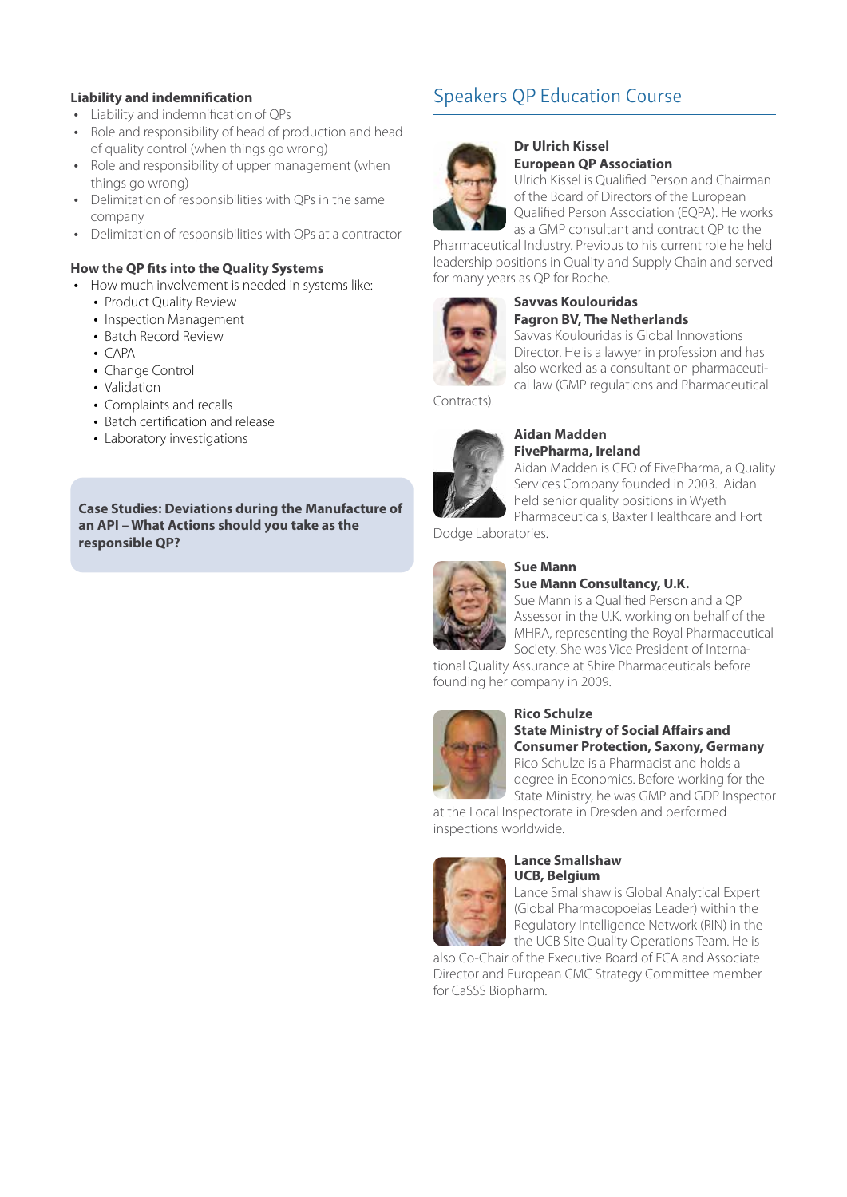### Liability and indemnification

- Liability and indemnification of QPs
- Role and responsibility of head of production and head of quality control (when things go wrong)
- Role and responsibility of upper management (when things go wrong)
- Delimitation of responsibilities with QPs in the same company
- Delimitation of responsibilities with QPs at a contractor

### How the QP fits into the Quality Systems

- How much involvement is needed in systems like:
  - Product Quality Review
  - Inspection Management
  - Batch Record Review
  - CAPA
  - Change Control
  - Validation
  - Complaints and recalls
  - Batch certification and release
  - Laboratory investigations

**Case Studies: Deviations during the Manufacture of an API – What Actions should you take as the responsible QP?**

## Speakers QP Education Course

**Dr Ulrich Kissel**
**European QP Association**
Ulrich Kissel is Qualified Person and Chairman of the Board of Directors of the European Qualified Person Association (EQPA). He works as a GMP consultant and contract QP to the Pharmaceutical Industry. Previous to his current role he held leadership positions in Quality and Supply Chain and served for many years as QP for Roche.

**Savvas Koulouridas**
**Fagron BV, The Netherlands**
Savvas Koulouridas is Global Innovations Director. He is a lawyer in profession and has also worked as a consultant on pharmaceutical law (GMP regulations and Pharmaceutical Contracts).

**Aidan Madden**
**FivePharma, Ireland**
Aidan Madden is CEO of FivePharma, a Quality Services Company founded in 2003. Aidan held senior quality positions in Wyeth Pharmaceuticals, Baxter Healthcare and Fort Dodge Laboratories.

**Sue Mann**
**Sue Mann Consultancy, U.K.**
Sue Mann is a Qualified Person and a QP Assessor in the U.K. working on behalf of the MHRA, representing the Royal Pharmaceutical Society. She was Vice President of International Quality Assurance at Shire Pharmaceuticals before founding her company in 2009.

**Rico Schulze**
**State Ministry of Social Affairs and Consumer Protection, Saxony, Germany**
Rico Schulze is a Pharmacist and holds a degree in Economics. Before working for the State Ministry, he was GMP and GDP Inspector at the Local Inspectorate in Dresden and performed inspections worldwide.

**Lance Smallshaw**
**UCB, Belgium**
Lance Smallshaw is Global Analytical Expert (Global Pharmacopoeias Leader) within the Regulatory Intelligence Network (RIN) in the UCB Site Quality Operations Team. He is also Co-Chair of the Executive Board of ECA and Associate Director and European CMC Strategy Committee member for CaSSS Biopharm.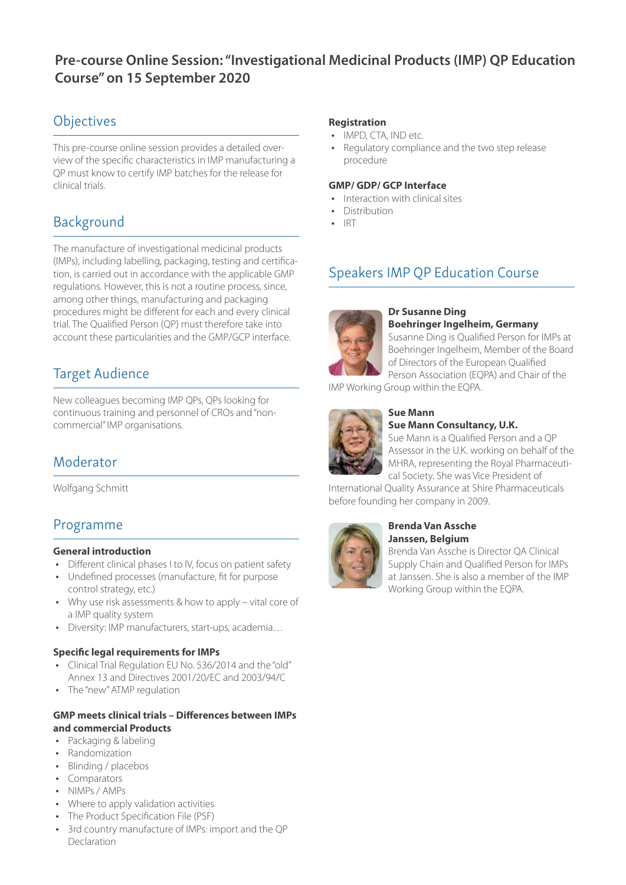# Pre-course Online Session: "Investigational Medicinal Products (IMP) QP Education Course" on 15 September 2020

## Objectives

This pre-course online session provides a detailed overview of the specific characteristics in IMP manufacturing a QP must know to certify IMP batches for the release for clinical trials.

## Background

The manufacture of investigational medicinal products (IMPs), including labelling, packaging, testing and certification, is carried out in accordance with the applicable GMP regulations. However, this is not a routine process, since, among other things, manufacturing and packaging procedures might be different for each and every clinical trial. The Qualified Person (QP) must therefore take into account these particularities and the GMP/GCP interface.

## Target Audience

New colleagues becoming IMP QPs, QPs looking for continuous training and personnel of CROs and "non-commercial" IMP organisations.

## Moderator

Wolfgang Schmitt

## Programme

**General introduction**

- Different clinical phases I to IV, focus on patient safety
- Undefined processes (manufacture, fit for purpose control strategy, etc.)
- Why use risk assessments & how to apply – vital core of a IMP quality system
- Diversity: IMP manufacturers, start-ups, academia…

**Specific legal requirements for IMPs**

- Clinical Trial Regulation EU No. 536/2014 and the "old" Annex 13 and Directives 2001/20/EC and 2003/94/C
- The "new" ATMP regulation

**GMP meets clinical trials – Differences between IMPs and commercial Products**

- Packaging & labeling
- Randomization
- Blinding / placebos
- Comparators
- NIMPs / AMPs
- Where to apply validation activities
- The Product Specification File (PSF)
- 3rd country manufacture of IMPs: import and the QP Declaration

**Registration**

- IMPD, CTA, IND etc.
- Regulatory compliance and the two step release procedure

**GMP/ GDP/ GCP Interface**

- Interaction with clinical sites
- Distribution
- IRT

## Speakers IMP QP Education Course

**Dr Susanne Ding**
**Boehringer Ingelheim, Germany**
Susanne Ding is Qualified Person for IMPs at Boehringer Ingelheim, Member of the Board of Directors of the European Qualified Person Association (EQPA) and Chair of the IMP Working Group within the EQPA.

**Sue Mann**
**Sue Mann Consultancy, U.K.**
Sue Mann is a Qualified Person and a QP Assessor in the U.K. working on behalf of the MHRA, representing the Royal Pharmaceutical Society. She was Vice President of International Quality Assurance at Shire Pharmaceuticals before founding her company in 2009.

**Brenda Van Assche**
**Janssen, Belgium**
Brenda Van Assche is Director QA Clinical Supply Chain and Qualified Person for IMPs at Janssen. She is also a member of the IMP Working Group within the EQPA.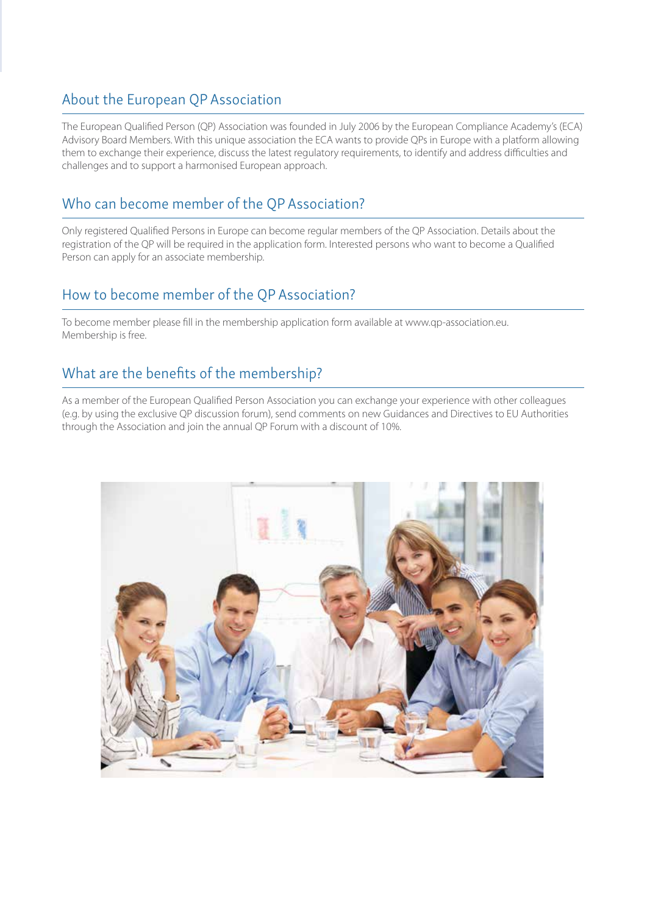## About the European QP Association

The European Qualified Person (QP) Association was founded in July 2006 by the European Compliance Academy's (ECA) Advisory Board Members. With this unique association the ECA wants to provide QPs in Europe with a platform allowing them to exchange their experience, discuss the latest regulatory requirements, to identify and address difficulties and challenges and to support a harmonised European approach.

## Who can become member of the QP Association?

Only registered Qualified Persons in Europe can become regular members of the QP Association. Details about the registration of the QP will be required in the application form. Interested persons who want to become a Qualified Person can apply for an associate membership.

## How to become member of the QP Association?

To become member please fill in the membership application form available at www.qp-association.eu.
Membership is free.

## What are the benefits of the membership?

As a member of the European Qualified Person Association you can exchange your experience with other colleagues (e.g. by using the exclusive QP discussion forum), send comments on new Guidances and Directives to EU Authorities through the Association and join the annual QP Forum with a discount of 10%.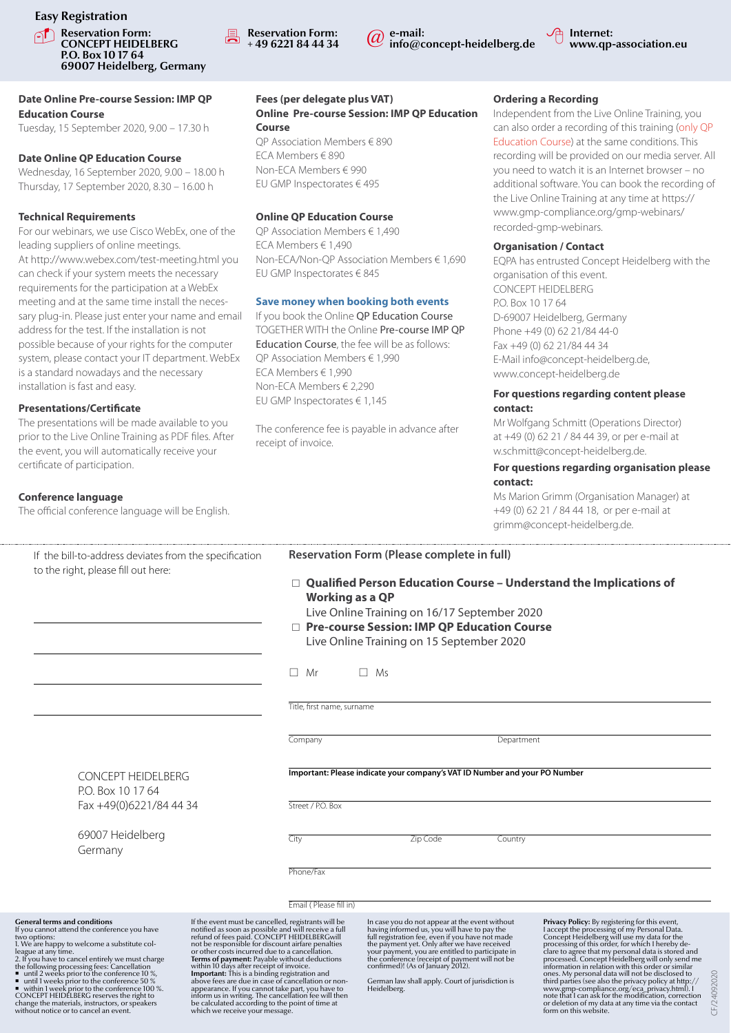## Easy Registration

**Reservation Form:**
**CONCEPT HEIDELBERG**
**P.O. Box 10 17 64**
**69007 Heidelberg, Germany**

**Reservation Form:**
**+ 49 6221 84 44 34**

**e-mail:**
**info@concept-heidelberg.de**

**Internet:**
**www.qp-association.eu**

### Date Online Pre-course Session: IMP QP Education Course

Tuesday, 15 September 2020, 9.00 – 17.30 h

### Date Online QP Education Course

Wednesday, 16 September 2020, 9.00 – 18.00 h
Thursday, 17 September 2020, 8.30 – 16.00 h

### Technical Requirements

For our webinars, we use Cisco WebEx, one of the leading suppliers of online meetings. At http://www.webex.com/test-meeting.html you can check if your system meets the necessary requirements for the participation at a WebEx meeting and at the same time install the necessary plug-in. Please just enter your name and email address for the test. If the installation is not possible because of your rights for the computer system, please contact your IT department. WebEx is a standard nowadays and the necessary installation is fast and easy.

### Presentations/Certificate

The presentations will be made available to you prior to the Live Online Training as PDF files. After the event, you will automatically receive your certificate of participation.

### Conference language

The official conference language will be English.

### Fees (per delegate plus VAT)

**Online Pre-course Session: IMP QP Education Course**

QP Association Members € 890
ECA Members € 890
Non-ECA Members € 990
EU GMP Inspectorates € 495

**Online QP Education Course**

QP Association Members € 1,490
ECA Members € 1,490
Non-ECA/Non-QP Association Members € 1,690
EU GMP Inspectorates € 845

**Save money when booking both events**

If you book the Online QP Education Course TOGETHER WITH the Online Pre-course IMP QP Education Course, the fee will be as follows:
QP Association Members € 1,990
ECA Members € 1,990
Non-ECA Members € 2,290
EU GMP Inspectorates € 1,145

The conference fee is payable in advance after receipt of invoice.

### Ordering a Recording

Independent from the Live Online Training, you can also order a recording of this training (only QP Education Course) at the same conditions. This recording will be provided on our media server. All you need to watch it is an Internet browser – no additional software. You can book the recording of the Live Online Training at any time at https://www.gmp-compliance.org/gmp-webinars/recorded-gmp-webinars.

### Organisation / Contact

EQPA has entrusted Concept Heidelberg with the organisation of this event.
CONCEPT HEIDELBERG
P.O. Box 10 17 64
D-69007 Heidelberg, Germany
Phone +49 (0) 62 21/84 44-0
Fax +49 (0) 62 21/84 44 34
E-Mail info@concept-heidelberg.de,
www.concept-heidelberg.de

### For questions regarding content please contact:

Mr Wolfgang Schmitt (Operations Director) at +49 (0) 62 21 / 84 44 39, or per e-mail at w.schmitt@concept-heidelberg.de.

### For questions regarding organisation please contact:

Ms Marion Grimm (Organisation Manager) at +49 (0) 62 21 / 84 44 18, or per e-mail at grimm@concept-heidelberg.de.

---

If the bill-to-address deviates from the specification to the right, please fill out here:

CONCEPT HEIDELBERG
P.O. Box 10 17 64
Fax +49(0)6221/84 44 34

69007 Heidelberg
Germany

### Reservation Form (Please complete in full)

☐ **Qualified Person Education Course – Understand the Implications of Working as a QP**
Live Online Training on 16/17 September 2020

☐ **Pre-course Session: IMP QP Education Course**
Live Online Training on 15 September 2020

☐ Mr ☐ Ms

Title, first name, surname

Company | Department

**Important: Please indicate your company's VAT ID Number and your PO Number**

Street / P.O. Box

City | Zip Code | Country

Phone/Fax

Email ( Please fill in)

**General terms and conditions**
If you cannot attend the conference you have two options:
1. We are happy to welcome a substitute colleague at any time.
2. If you have to cancel entirely we must charge the following processing fees: Cancellation
- until 2 weeks prior to the conference 10 %,
- until 1 weeks prior to the conference 50 %
- within 1 week prior to the conference 100 %.

CONCEPT HEIDELBERG reserves the right to change the materials, instructors, or speakers without notice or to cancel an event.

If the event must be cancelled, registrants will be notified as soon as possible and will receive a full refund of fees paid. CONCEPT HEIDELBERGwill not be responsible for discount airfare penalties or other costs incurred due to a cancellation.
**Terms of payment:** Payable without deductions within 10 days after receipt of invoice.
**Important:** This is a binding registration and above fees are due in case of cancellation or non-appearance. If you cannot take part, you have to inform us in writing. The cancellation fee will then be calculated according to the point of time at which we receive your message.

In case you do not appear at the event without having informed us, you will have to pay the full registration fee, even if you have not made the payment yet. Only after we have received your payment, you are entitled to participate in the conference (receipt of payment will not be confirmed)! (As of January 2012).

German law shall apply. Court of jurisdiction is Heidelberg.

**Privacy Policy:** By registering for this event, I accept the processing of my Personal Data. Concept Heidelberg will use my data for the processing of this order, for which I hereby declare to agree that my personal data is stored and processed. Concept Heidelberg will only send me information in relation with this order or similar ones. My personal data will not be disclosed to third parties (see also the privacy policy at http://www.gmp-compliance.org/eca_privacy.html). I note that I can ask for the modification, correction or deletion of my data at any time via the contact form on this website.

CF/24092020